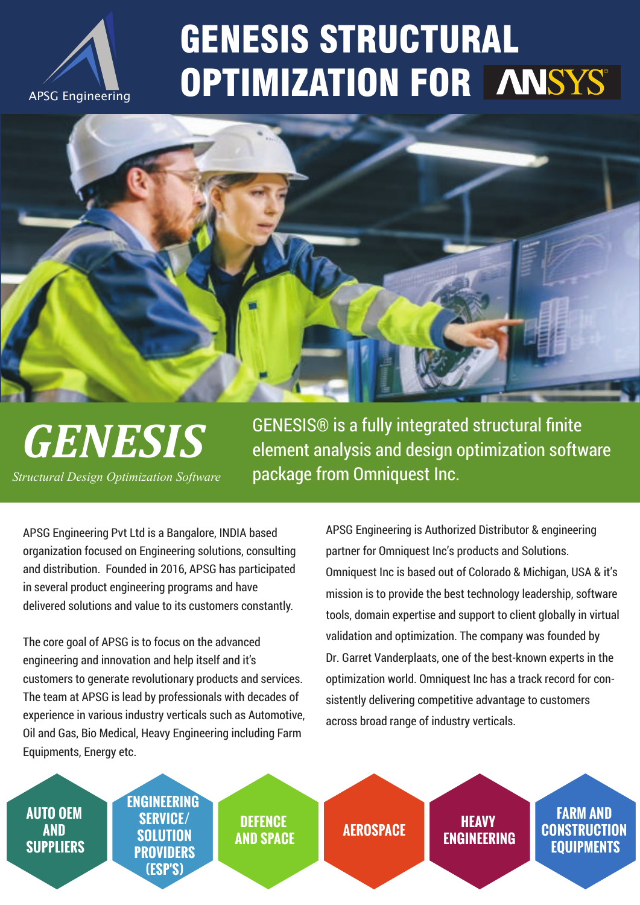APSG Engineering

# GENESIS STRUCTURAL OPTIMIZATION FOR ANSYS

## *GENESIS*

*Structural Design Optimization Software*

GENESIS® is a fully integrated structural finite element analysis and design optimization software package from Omniquest Inc.

APSG Engineering Pvt Ltd is a Bangalore, INDIA based organization focused on Engineering solutions, consulting and distribution. Founded in 2016, APSG has participated in several product engineering programs and have delivered solutions and value to its customers constantly.

The core goal of APSG is to focus on the advanced engineering and innovation and help itself and it's customers to generate revolutionary products and services. The team at APSG is lead by professionals with decades of experience in various industry verticals such as Automotive, Oil and Gas, Bio Medical, Heavy Engineering including Farm Equipments, Energy etc.

APSG Engineering is Authorized Distributor & engineering partner for Omniquest Inc's products and Solutions. Omniquest Inc is based out of Colorado & Michigan, USA & it's mission is to provide the best technology leadership, software tools, domain expertise and support to client globally in virtual validation and optimization. The company was founded by Dr. Garret Vanderplaats, one of the best-known experts in the optimization world. Omniquest Inc has a track record for consistently delivering competitive advantage to customers across broad range of industry verticals.

- **AUTO OEM AND SUPPLIERS**
- **ENGINEERING SERVICE/ SOLUTION PROVIDERS (ESP'S)**
- **DEFENCE AND SPACE**
- **AEROSPACE**
- **HEAVY ENGINEERING**
- **FARM AND CONSTRUCTION EQUIPMENTS**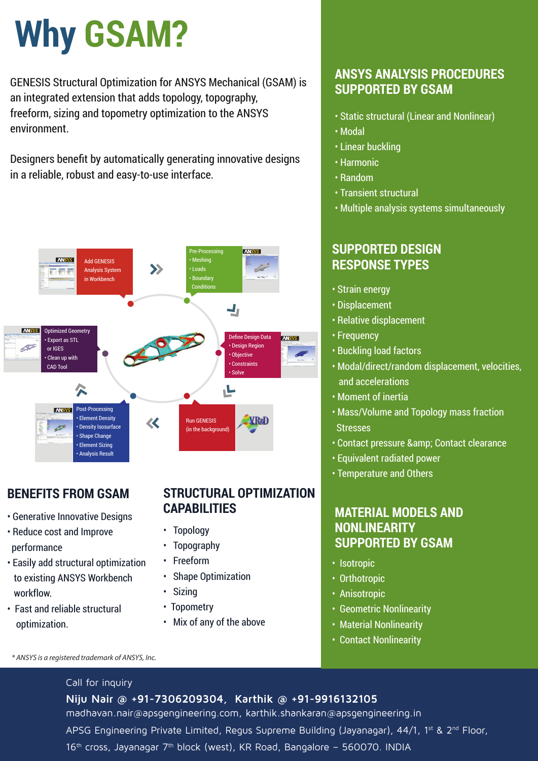# Why GSAM?

GENESIS Structural Optimization for ANSYS Mechanical (GSAM) is an integrated extension that adds topology, topography, freeform, sizing and topometry optimization to the ANSYS environment.

Designers benefit by automatically generating innovative designs in a reliable, robust and easy-to-use interface.

Add GENESIS Analysis System in Workbench

Pre-Processing
- Meshing
- Loads
- Boundary Conditions

Define Design Data
- Design Region
- Objective
- Constraints
- Solve

Run GENESIS (in the background)

Post-Processing
- Element Density
- Density Isosurface
- Shape Change
- Element Sizing
- Analysis Result

Optimized Geometry
- Export as STL or IGES
- Clean up with CAD Tool

## BENEFITS FROM GSAM

- Generative Innovative Designs
- Reduce cost and Improve performance
- Easily add structural optimization to existing ANSYS Workbench workflow.
- Fast and reliable structural optimization.

## STRUCTURAL OPTIMIZATION CAPABILITIES

- Topology
- Topography
- Freeform
- Shape Optimization
- Sizing
- Topometry
- Mix of any of the above

*\* ANSYS is a registered trademark of ANSYS, Inc.*

## ANSYS ANALYSIS PROCEDURES SUPPORTED BY GSAM

- Static structural (Linear and Nonlinear)
- Modal
- Linear buckling
- Harmonic
- Random
- Transient structural
- Multiple analysis systems simultaneously

## SUPPORTED DESIGN RESPONSE TYPES

- Strain energy
- Displacement
- Relative displacement
- Frequency
- Buckling load factors
- Modal/direct/random displacement, velocities, and accelerations
- Moment of inertia
- Mass/Volume and Topology mass fraction Stresses
- Contact pressure &amp; Contact clearance
- Equivalent radiated power
- Temperature and Others

## MATERIAL MODELS AND NONLINEARITY SUPPORTED BY GSAM

- Isotropic
- Orthotropic
- Anisotropic
- Geometric Nonlinearity
- Material Nonlinearity
- Contact Nonlinearity

Call for inquiry

**Niju Nair @ +91-7306209304, Karthik @ +91-9916132105**

madhavan.nair@apsgengineering.com, karthik.shankaran@apsgengineering.in

APSG Engineering Private Limited, Regus Supreme Building (Jayanagar), 44/1, 1st & 2nd Floor, 16th cross, Jayanagar 7th block (west), KR Road, Bangalore – 560070. INDIA